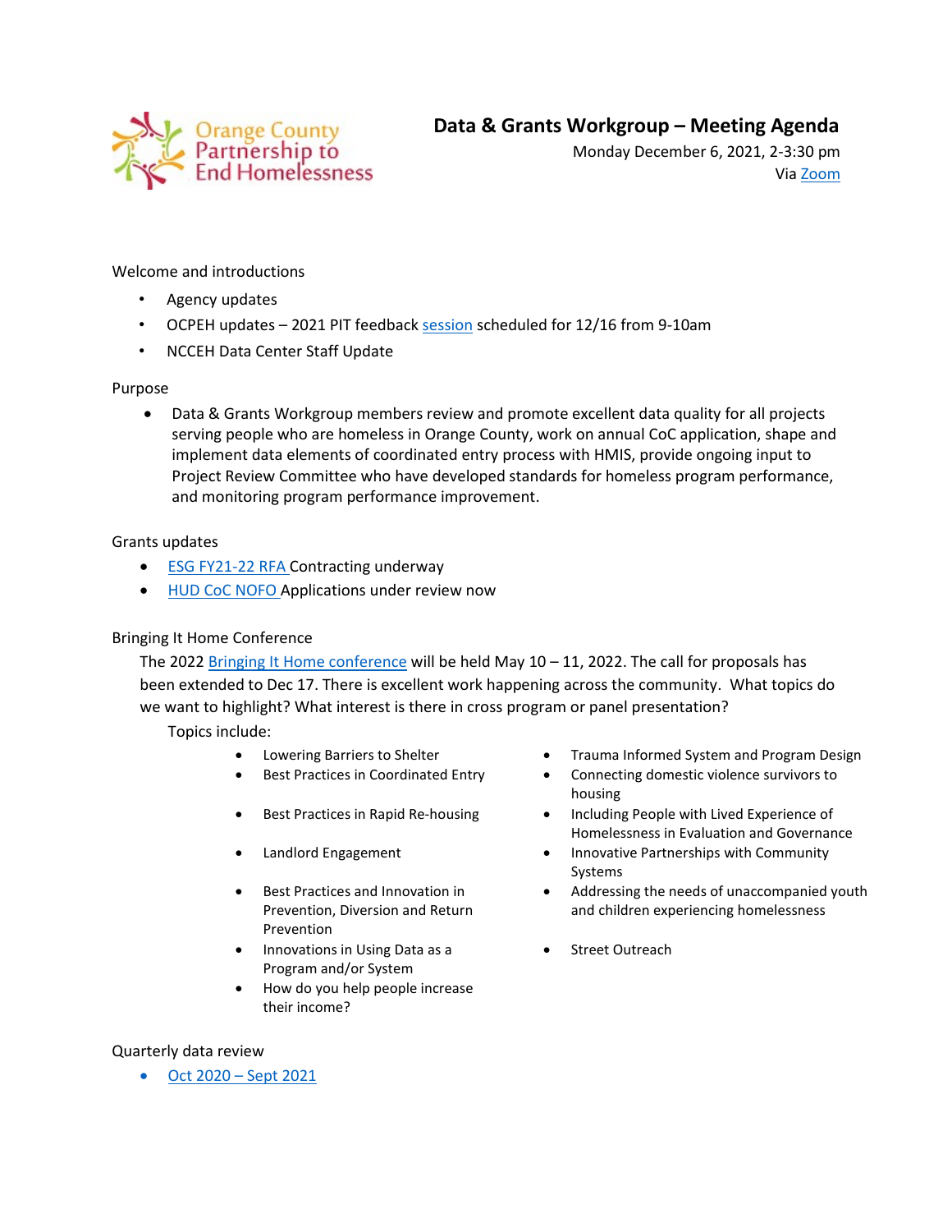Orange County Partnership to End Homelessness

# Data & Grants Workgroup – Meeting Agenda

Monday December 6, 2021, 2-3:30 pm
Via [Zoom](#)

Welcome and introductions

- Agency updates
- OCPEH updates – 2021 PIT feedback [session](#) scheduled for 12/16 from 9-10am
- NCCEH Data Center Staff Update

Purpose

- Data & Grants Workgroup members review and promote excellent data quality for all projects serving people who are homeless in Orange County, work on annual CoC application, shape and implement data elements of coordinated entry process with HMIS, provide ongoing input to Project Review Committee who have developed standards for homeless program performance, and monitoring program performance improvement.

Grants updates

- [ESG FY21-22 RFA](#) Contracting underway
- [HUD CoC NOFO](#) Applications under review now

Bringing It Home Conference

The 2022 [Bringing It Home conference](#) will be held May 10 – 11, 2022. The call for proposals has been extended to Dec 17. There is excellent work happening across the community. What topics do we want to highlight? What interest is there in cross program or panel presentation?

Topics include:

- Lowering Barriers to Shelter
- Best Practices in Coordinated Entry
- Best Practices in Rapid Re-housing
- Landlord Engagement
- Best Practices and Innovation in Prevention, Diversion and Return Prevention
- Innovations in Using Data as a Program and/or System
- How do you help people increase their income?
- Trauma Informed System and Program Design
- Connecting domestic violence survivors to housing
- Including People with Lived Experience of Homelessness in Evaluation and Governance
- Innovative Partnerships with Community Systems
- Addressing the needs of unaccompanied youth and children experiencing homelessness
- Street Outreach

Quarterly data review

- [Oct 2020 – Sept 2021](#)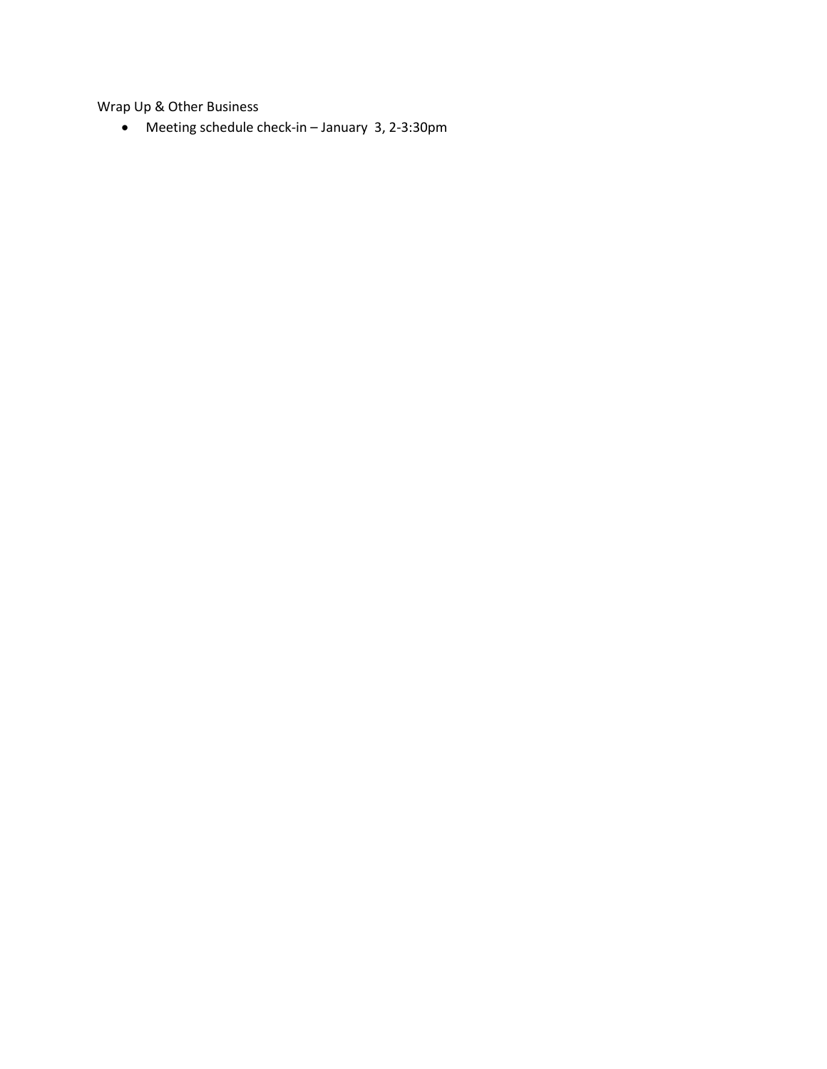Wrap Up & Other Business

- Meeting schedule check-in – January 3, 2-3:30pm